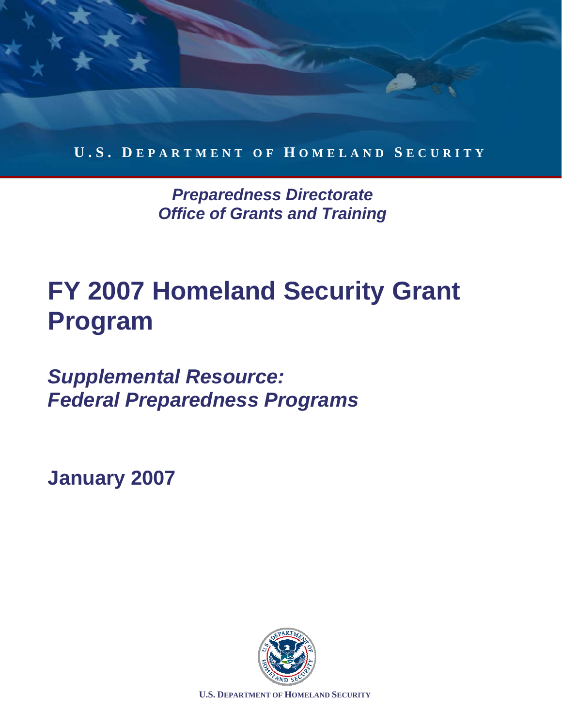U.S. DEPARTMENT OF HOMELAND SECURITY

*Preparedness Directorate*
*Office of Grants and Training*

# FY 2007 Homeland Security Grant Program

## *Supplemental Resource: Federal Preparedness Programs*

**January 2007**

U.S. DEPARTMENT OF HOMELAND SECURITY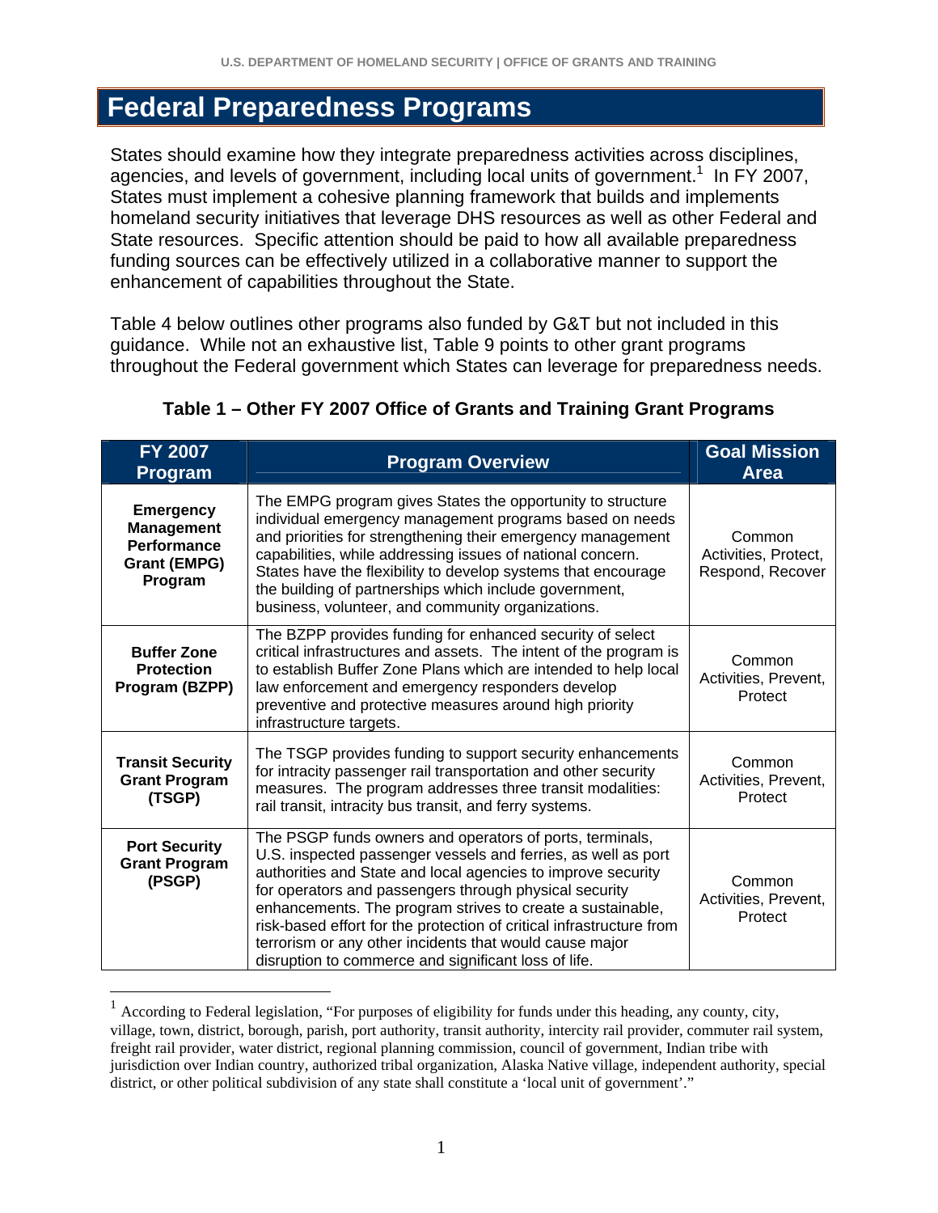# Federal Preparedness Programs

States should examine how they integrate preparedness activities across disciplines, agencies, and levels of government, including local units of government.[1] In FY 2007, States must implement a cohesive planning framework that builds and implements homeland security initiatives that leverage DHS resources as well as other Federal and State resources. Specific attention should be paid to how all available preparedness funding sources can be effectively utilized in a collaborative manner to support the enhancement of capabilities throughout the State.

Table 4 below outlines other programs also funded by G&T but not included in this guidance. While not an exhaustive list, Table 9 points to other grant programs throughout the Federal government which States can leverage for preparedness needs.

**Table 1 – Other FY 2007 Office of Grants and Training Grant Programs**

| FY 2007 Program | Program Overview | Goal Mission Area |
|---|---|---|
| **Emergency Management Performance Grant (EMPG) Program** | The EMPG program gives States the opportunity to structure individual emergency management programs based on needs and priorities for strengthening their emergency management capabilities, while addressing issues of national concern. States have the flexibility to develop systems that encourage the building of partnerships which include government, business, volunteer, and community organizations. | Common Activities, Protect, Respond, Recover |
| **Buffer Zone Protection Program (BZPP)** | The BZPP provides funding for enhanced security of select critical infrastructures and assets. The intent of the program is to establish Buffer Zone Plans which are intended to help local law enforcement and emergency responders develop preventive and protective measures around high priority infrastructure targets. | Common Activities, Prevent, Protect |
| **Transit Security Grant Program (TSGP)** | The TSGP provides funding to support security enhancements for intracity passenger rail transportation and other security measures. The program addresses three transit modalities: rail transit, intracity bus transit, and ferry systems. | Common Activities, Prevent, Protect |
| **Port Security Grant Program (PSGP)** | The PSGP funds owners and operators of ports, terminals, U.S. inspected passenger vessels and ferries, as well as port authorities and State and local agencies to improve security for operators and passengers through physical security enhancements. The program strives to create a sustainable, risk-based effort for the protection of critical infrastructure from terrorism or any other incidents that would cause major disruption to commerce and significant loss of life. | Common Activities, Prevent, Protect |

[1] According to Federal legislation, "For purposes of eligibility for funds under this heading, any county, city, village, town, district, borough, parish, port authority, transit authority, intercity rail provider, commuter rail system, freight rail provider, water district, regional planning commission, council of government, Indian tribe with jurisdiction over Indian country, authorized tribal organization, Alaska Native village, independent authority, special district, or other political subdivision of any state shall constitute a 'local unit of government'."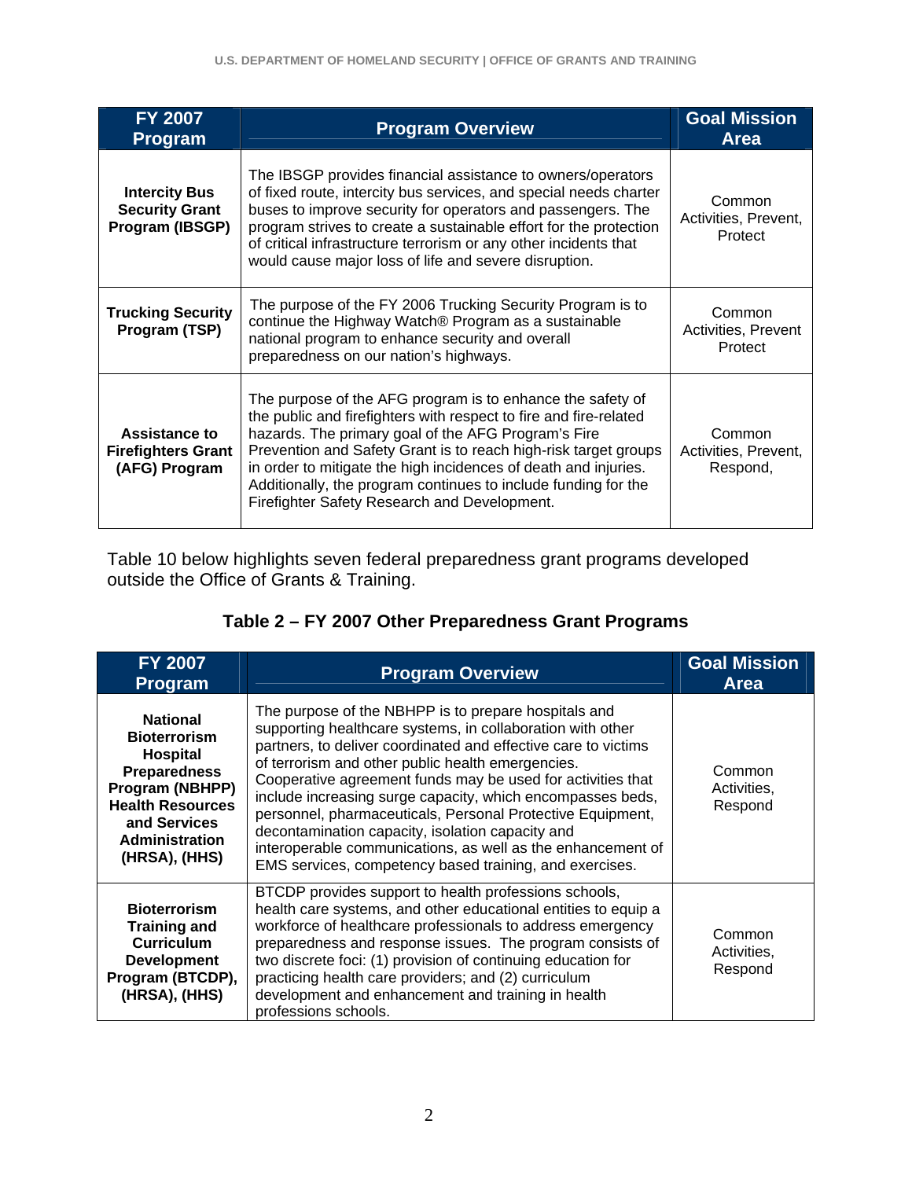| FY 2007 Program | Program Overview | Goal Mission Area |
|---|---|---|
| **Intercity Bus Security Grant Program (IBSGP)** | The IBSGP provides financial assistance to owners/operators of fixed route, intercity bus services, and special needs charter buses to improve security for operators and passengers. The program strives to create a sustainable effort for the protection of critical infrastructure terrorism or any other incidents that would cause major loss of life and severe disruption. | Common Activities, Prevent, Protect |
| **Trucking Security Program (TSP)** | The purpose of the FY 2006 Trucking Security Program is to continue the Highway Watch® Program as a sustainable national program to enhance security and overall preparedness on our nation's highways. | Common Activities, Prevent Protect |
| **Assistance to Firefighters Grant (AFG) Program** | The purpose of the AFG program is to enhance the safety of the public and firefighters with respect to fire and fire-related hazards. The primary goal of the AFG Program's Fire Prevention and Safety Grant is to reach high-risk target groups in order to mitigate the high incidences of death and injuries. Additionally, the program continues to include funding for the Firefighter Safety Research and Development. | Common Activities, Prevent, Respond, |

Table 10 below highlights seven federal preparedness grant programs developed outside the Office of Grants & Training.

**Table 2 – FY 2007 Other Preparedness Grant Programs**

| FY 2007 Program | Program Overview | Goal Mission Area |
|---|---|---|
| **National Bioterrorism Hospital Preparedness Program (NBHPP) Health Resources and Services Administration (HRSA), (HHS)** | The purpose of the NBHPP is to prepare hospitals and supporting healthcare systems, in collaboration with other partners, to deliver coordinated and effective care to victims of terrorism and other public health emergencies. Cooperative agreement funds may be used for activities that include increasing surge capacity, which encompasses beds, personnel, pharmaceuticals, Personal Protective Equipment, decontamination capacity, isolation capacity and interoperable communications, as well as the enhancement of EMS services, competency based training, and exercises. | Common Activities, Respond |
| **Bioterrorism Training and Curriculum Development Program (BTCDP), (HRSA), (HHS)** | BTCDP provides support to health professions schools, health care systems, and other educational entities to equip a workforce of healthcare professionals to address emergency preparedness and response issues. The program consists of two discrete foci: (1) provision of continuing education for practicing health care providers; and (2) curriculum development and enhancement and training in health professions schools. | Common Activities, Respond |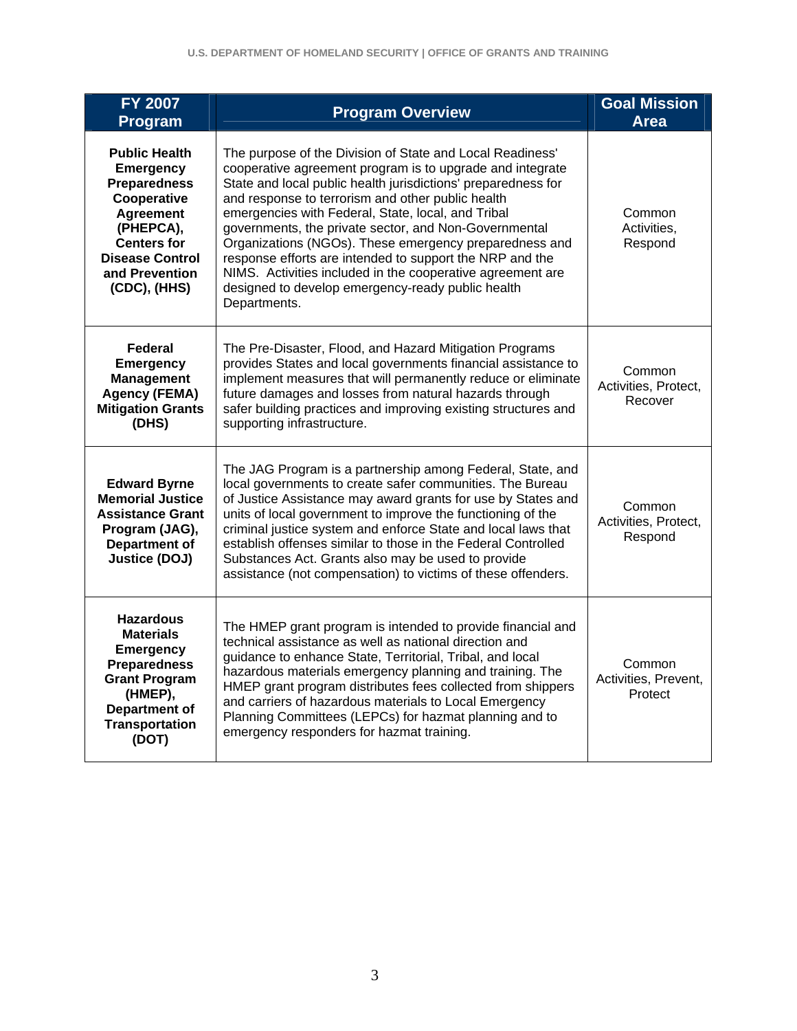| FY 2007 Program | Program Overview | Goal Mission Area |
|---|---|---|
| **Public Health Emergency Preparedness Cooperative Agreement (PHEPCA), Centers for Disease Control and Prevention (CDC), (HHS)** | The purpose of the Division of State and Local Readiness' cooperative agreement program is to upgrade and integrate State and local public health jurisdictions' preparedness for and response to terrorism and other public health emergencies with Federal, State, local, and Tribal governments, the private sector, and Non-Governmental Organizations (NGOs). These emergency preparedness and response efforts are intended to support the NRP and the NIMS. Activities included in the cooperative agreement are designed to develop emergency-ready public health Departments. | Common Activities, Respond |
| **Federal Emergency Management Agency (FEMA) Mitigation Grants (DHS)** | The Pre-Disaster, Flood, and Hazard Mitigation Programs provides States and local governments financial assistance to implement measures that will permanently reduce or eliminate future damages and losses from natural hazards through safer building practices and improving existing structures and supporting infrastructure. | Common Activities, Protect, Recover |
| **Edward Byrne Memorial Justice Assistance Grant Program (JAG), Department of Justice (DOJ)** | The JAG Program is a partnership among Federal, State, and local governments to create safer communities. The Bureau of Justice Assistance may award grants for use by States and units of local government to improve the functioning of the criminal justice system and enforce State and local laws that establish offenses similar to those in the Federal Controlled Substances Act. Grants also may be used to provide assistance (not compensation) to victims of these offenders. | Common Activities, Protect, Respond |
| **Hazardous Materials Emergency Preparedness Grant Program (HMEP), Department of Transportation (DOT)** | The HMEP grant program is intended to provide financial and technical assistance as well as national direction and guidance to enhance State, Territorial, Tribal, and local hazardous materials emergency planning and training. The HMEP grant program distributes fees collected from shippers and carriers of hazardous materials to Local Emergency Planning Committees (LEPCs) for hazmat planning and to emergency responders for hazmat training. | Common Activities, Prevent, Protect |